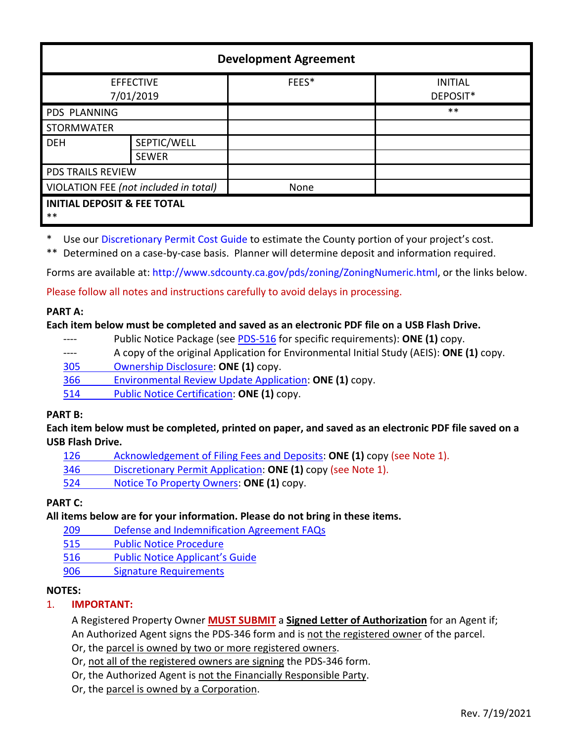| Development Agreement | | | |
|---|---|---|---|
| EFFECTIVE 7/01/2019 | | FEES* | INITIAL DEPOSIT* |
| PDS PLANNING | | | ** |
| STORMWATER | | | |
| DEH | SEPTIC/WELL | | |
| | SEWER | | |
| PDS TRAILS REVIEW | | | |
| VIOLATION FEE *(not included in total)* | | None | |
| **INITIAL DEPOSIT & FEE TOTAL** ** | | | |

\* Use our Discretionary Permit Cost Guide to estimate the County portion of your project's cost.

** Determined on a case-by-case basis. Planner will determine deposit and information required.

Forms are available at: http://www.sdcounty.ca.gov/pds/zoning/ZoningNumeric.html, or the links below.

Please follow all notes and instructions carefully to avoid delays in processing.

**PART A:**

**Each item below must be completed and saved as an electronic PDF file on a USB Flash Drive.**

- ---- Public Notice Package (see PDS-516 for specific requirements): **ONE (1)** copy.
- ---- A copy of the original Application for Environmental Initial Study (AEIS): **ONE (1)** copy.
- 305 Ownership Disclosure: **ONE (1)** copy.
- 366 Environmental Review Update Application: **ONE (1)** copy.
- 514 Public Notice Certification: **ONE (1)** copy.

**PART B:**

**Each item below must be completed, printed on paper, and saved as an electronic PDF file saved on a USB Flash Drive.**

- 126 Acknowledgement of Filing Fees and Deposits: **ONE (1)** copy (see Note 1).
- 346 Discretionary Permit Application: **ONE (1)** copy (see Note 1).
- 524 Notice To Property Owners: **ONE (1)** copy.

**PART C:**

**All items below are for your information. Please do not bring in these items.**

- 209 Defense and Indemnification Agreement FAQs
- 515 Public Notice Procedure
- 516 Public Notice Applicant's Guide
- 906 Signature Requirements

**NOTES:**

1. **IMPORTANT:**

   A Registered Property Owner **MUST SUBMIT** a **Signed Letter of Authorization** for an Agent if;
   An Authorized Agent signs the PDS-346 form and is not the registered owner of the parcel.
   Or, the parcel is owned by two or more registered owners.
   Or, not all of the registered owners are signing the PDS-346 form.
   Or, the Authorized Agent is not the Financially Responsible Party.
   Or, the parcel is owned by a Corporation.

Rev. 7/19/2021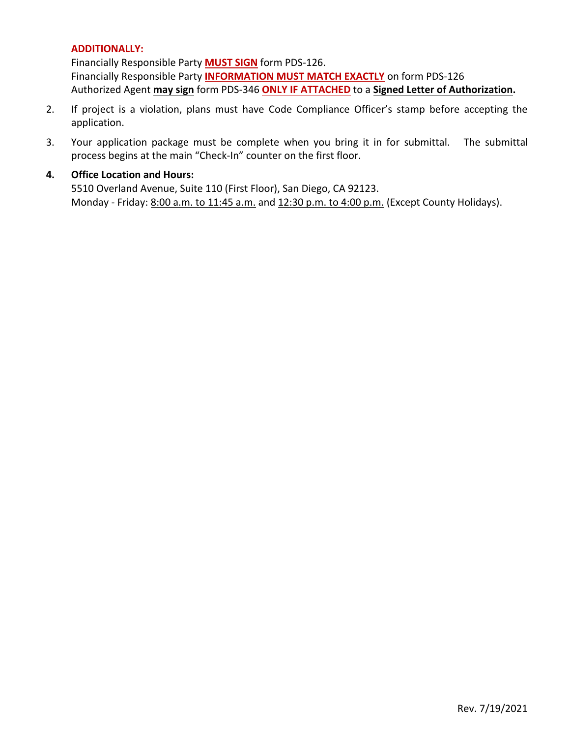**ADDITIONALLY:**

Financially Responsible Party **MUST SIGN** form PDS-126.
Financially Responsible Party **INFORMATION MUST MATCH EXACTLY** on form PDS-126
Authorized Agent **may sign** form PDS-346 **ONLY IF ATTACHED** to a **Signed Letter of Authorization.**

2. If project is a violation, plans must have Code Compliance Officer's stamp before accepting the application.

3. Your application package must be complete when you bring it in for submittal. The submittal process begins at the main "Check-In" counter on the first floor.

4. **Office Location and Hours:**
   5510 Overland Avenue, Suite 110 (First Floor), San Diego, CA 92123.
   Monday - Friday: 8:00 a.m. to 11:45 a.m. and 12:30 p.m. to 4:00 p.m. (Except County Holidays).

Rev. 7/19/2021